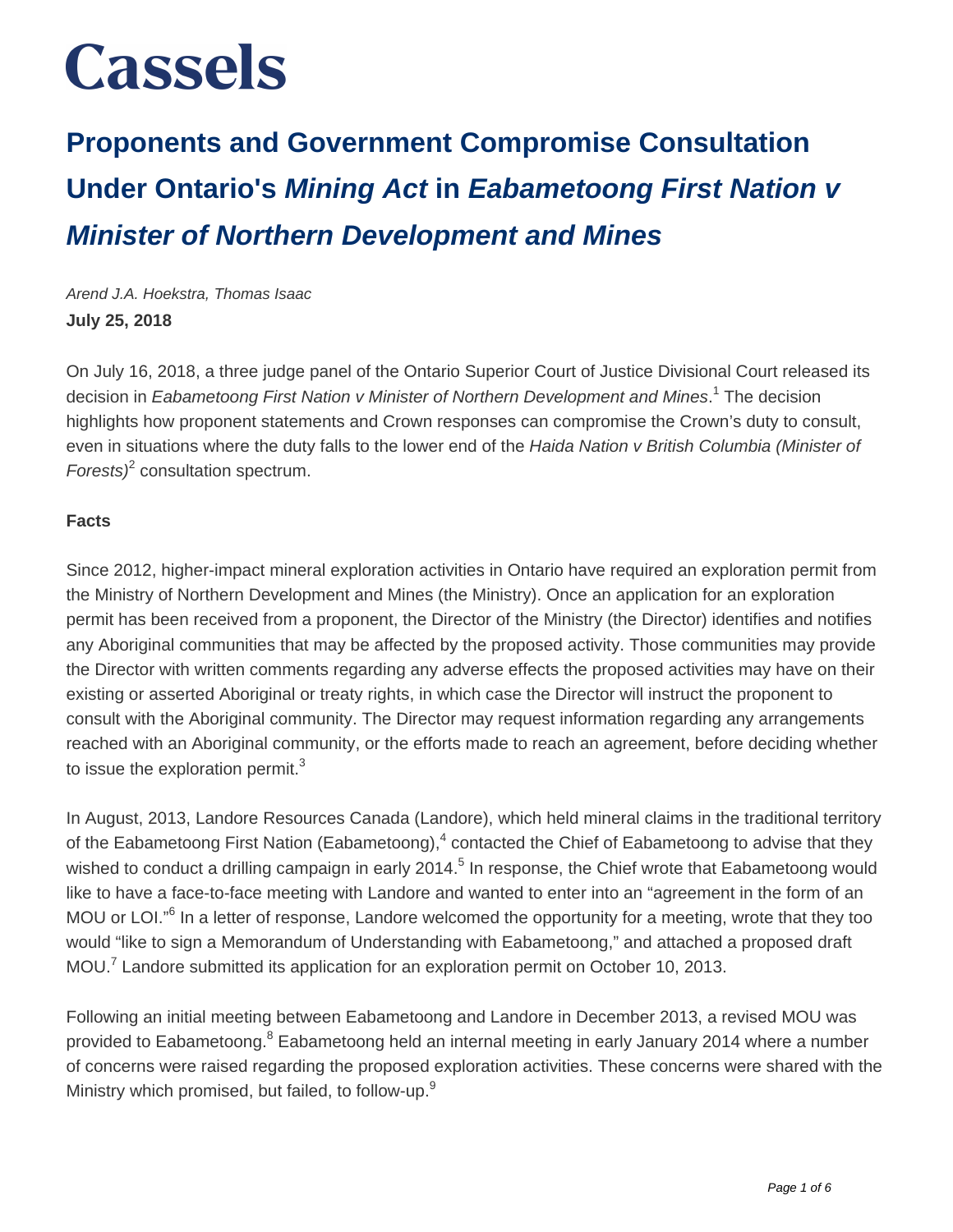# Cassels

## Proponents and Government Compromise Consultation Under Ontario's *Mining Act* in *Eabametoong First Nation v Minister of Northern Development and Mines*

*Arend J.A. Hoekstra, Thomas Isaac*

**July 25, 2018**

On July 16, 2018, a three judge panel of the Ontario Superior Court of Justice Divisional Court released its decision in *Eabametoong First Nation v Minister of Northern Development and Mines*.[1] The decision highlights how proponent statements and Crown responses can compromise the Crown's duty to consult, even in situations where the duty falls to the lower end of the *Haida Nation v British Columbia (Minister of Forests)*[2] consultation spectrum.

**Facts**

Since 2012, higher-impact mineral exploration activities in Ontario have required an exploration permit from the Ministry of Northern Development and Mines (the Ministry). Once an application for an exploration permit has been received from a proponent, the Director of the Ministry (the Director) identifies and notifies any Aboriginal communities that may be affected by the proposed activity. Those communities may provide the Director with written comments regarding any adverse effects the proposed activities may have on their existing or asserted Aboriginal or treaty rights, in which case the Director will instruct the proponent to consult with the Aboriginal community. The Director may request information regarding any arrangements reached with an Aboriginal community, or the efforts made to reach an agreement, before deciding whether to issue the exploration permit.[3]

In August, 2013, Landore Resources Canada (Landore), which held mineral claims in the traditional territory of the Eabametoong First Nation (Eabametoong),[4] contacted the Chief of Eabametoong to advise that they wished to conduct a drilling campaign in early 2014.[5] In response, the Chief wrote that Eabametoong would like to have a face-to-face meeting with Landore and wanted to enter into an "agreement in the form of an MOU or LOI."[6] In a letter of response, Landore welcomed the opportunity for a meeting, wrote that they too would "like to sign a Memorandum of Understanding with Eabametoong," and attached a proposed draft MOU.[7] Landore submitted its application for an exploration permit on October 10, 2013.

Following an initial meeting between Eabametoong and Landore in December 2013, a revised MOU was provided to Eabametoong.[8] Eabametoong held an internal meeting in early January 2014 where a number of concerns were raised regarding the proposed exploration activities. These concerns were shared with the Ministry which promised, but failed, to follow-up.[9]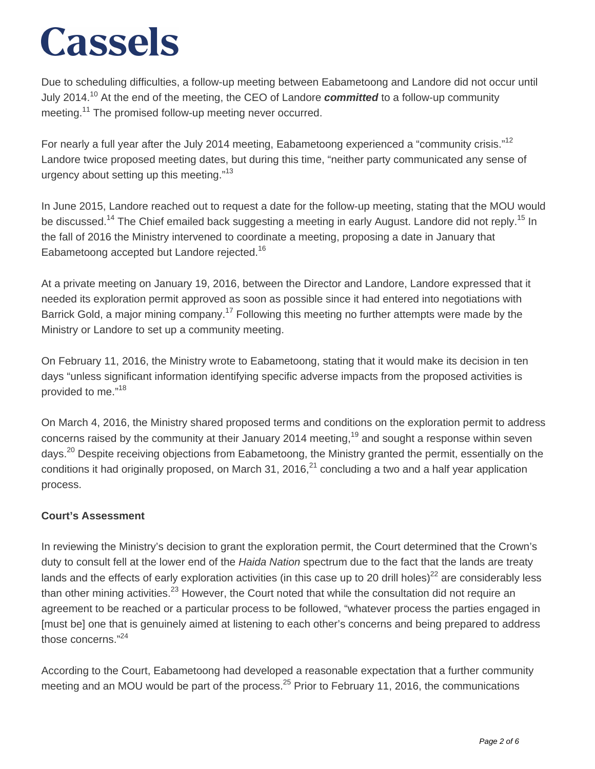Due to scheduling difficulties, a follow-up meeting between Eabametoong and Landore did not occur until July 2014.[10] At the end of the meeting, the CEO of Landore ***committed*** to a follow-up community meeting.[11] The promised follow-up meeting never occurred.

For nearly a full year after the July 2014 meeting, Eabametoong experienced a "community crisis."[12] Landore twice proposed meeting dates, but during this time, "neither party communicated any sense of urgency about setting up this meeting."[13]

In June 2015, Landore reached out to request a date for the follow-up meeting, stating that the MOU would be discussed.[14] The Chief emailed back suggesting a meeting in early August. Landore did not reply.[15] In the fall of 2016 the Ministry intervened to coordinate a meeting, proposing a date in January that Eabametoong accepted but Landore rejected.[16]

At a private meeting on January 19, 2016, between the Director and Landore, Landore expressed that it needed its exploration permit approved as soon as possible since it had entered into negotiations with Barrick Gold, a major mining company.[17] Following this meeting no further attempts were made by the Ministry or Landore to set up a community meeting.

On February 11, 2016, the Ministry wrote to Eabametoong, stating that it would make its decision in ten days "unless significant information identifying specific adverse impacts from the proposed activities is provided to me."[18]

On March 4, 2016, the Ministry shared proposed terms and conditions on the exploration permit to address concerns raised by the community at their January 2014 meeting,[19] and sought a response within seven days.[20] Despite receiving objections from Eabametoong, the Ministry granted the permit, essentially on the conditions it had originally proposed, on March 31, 2016,[21] concluding a two and a half year application process.

**Court's Assessment**

In reviewing the Ministry's decision to grant the exploration permit, the Court determined that the Crown's duty to consult fell at the lower end of the *Haida Nation* spectrum due to the fact that the lands are treaty lands and the effects of early exploration activities (in this case up to 20 drill holes)[22] are considerably less than other mining activities.[23] However, the Court noted that while the consultation did not require an agreement to be reached or a particular process to be followed, "whatever process the parties engaged in [must be] one that is genuinely aimed at listening to each other's concerns and being prepared to address those concerns."[24]

According to the Court, Eabametoong had developed a reasonable expectation that a further community meeting and an MOU would be part of the process.[25] Prior to February 11, 2016, the communications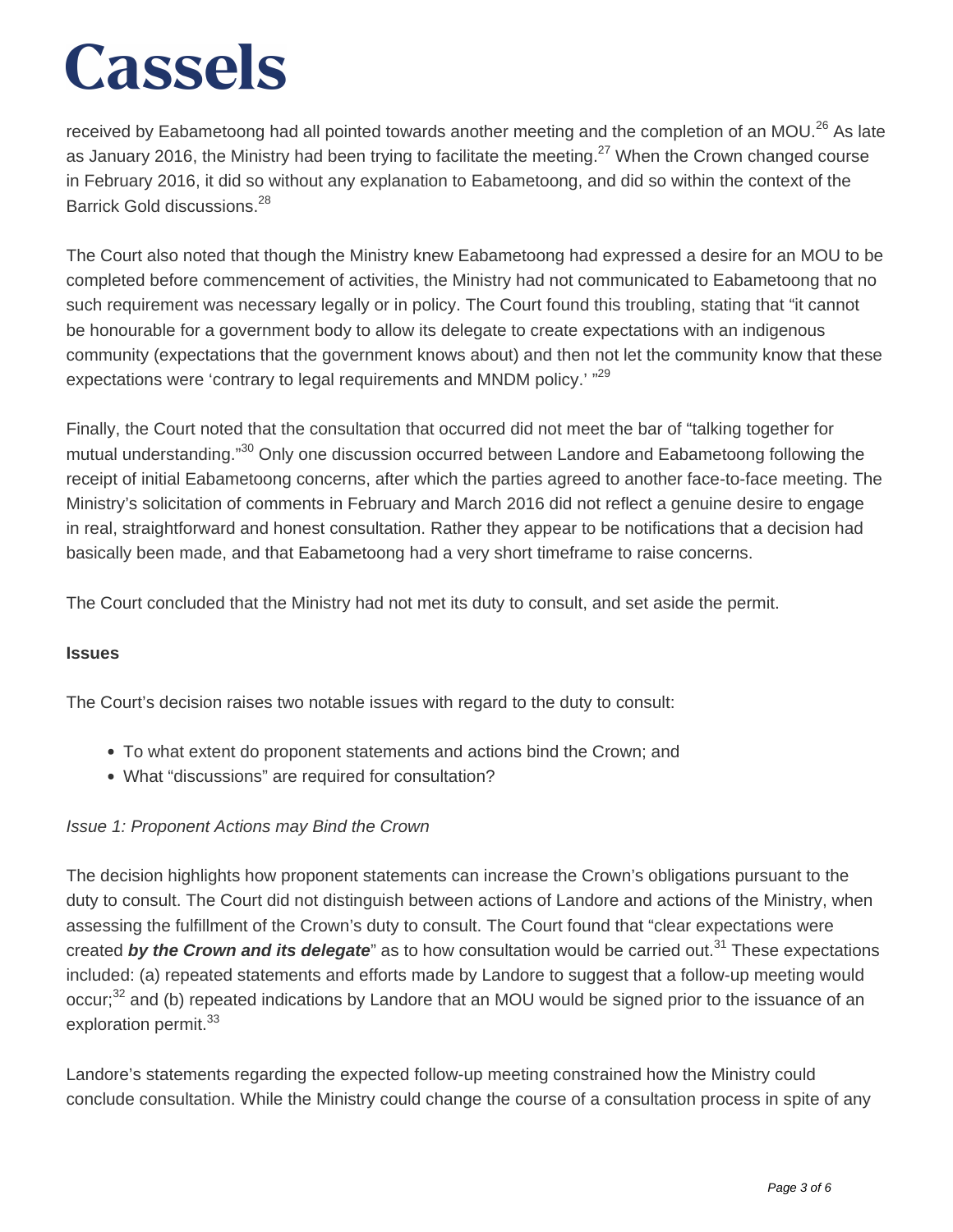received by Eabametoong had all pointed towards another meeting and the completion of an MOU.[26] As late as January 2016, the Ministry had been trying to facilitate the meeting.[27] When the Crown changed course in February 2016, it did so without any explanation to Eabametoong, and did so within the context of the Barrick Gold discussions.[28]

The Court also noted that though the Ministry knew Eabametoong had expressed a desire for an MOU to be completed before commencement of activities, the Ministry had not communicated to Eabametoong that no such requirement was necessary legally or in policy. The Court found this troubling, stating that "it cannot be honourable for a government body to allow its delegate to create expectations with an indigenous community (expectations that the government knows about) and then not let the community know that these expectations were 'contrary to legal requirements and MNDM policy.' "[29]

Finally, the Court noted that the consultation that occurred did not meet the bar of "talking together for mutual understanding."[30] Only one discussion occurred between Landore and Eabametoong following the receipt of initial Eabametoong concerns, after which the parties agreed to another face-to-face meeting. The Ministry's solicitation of comments in February and March 2016 did not reflect a genuine desire to engage in real, straightforward and honest consultation. Rather they appear to be notifications that a decision had basically been made, and that Eabametoong had a very short timeframe to raise concerns.

The Court concluded that the Ministry had not met its duty to consult, and set aside the permit.

**Issues**

The Court's decision raises two notable issues with regard to the duty to consult:

- To what extent do proponent statements and actions bind the Crown; and
- What "discussions" are required for consultation?

*Issue 1: Proponent Actions may Bind the Crown*

The decision highlights how proponent statements can increase the Crown's obligations pursuant to the duty to consult. The Court did not distinguish between actions of Landore and actions of the Ministry, when assessing the fulfillment of the Crown's duty to consult. The Court found that "clear expectations were created ***by the Crown and its delegate***" as to how consultation would be carried out.[31] These expectations included: (a) repeated statements and efforts made by Landore to suggest that a follow-up meeting would occur;[32] and (b) repeated indications by Landore that an MOU would be signed prior to the issuance of an exploration permit.[33]

Landore's statements regarding the expected follow-up meeting constrained how the Ministry could conclude consultation. While the Ministry could change the course of a consultation process in spite of any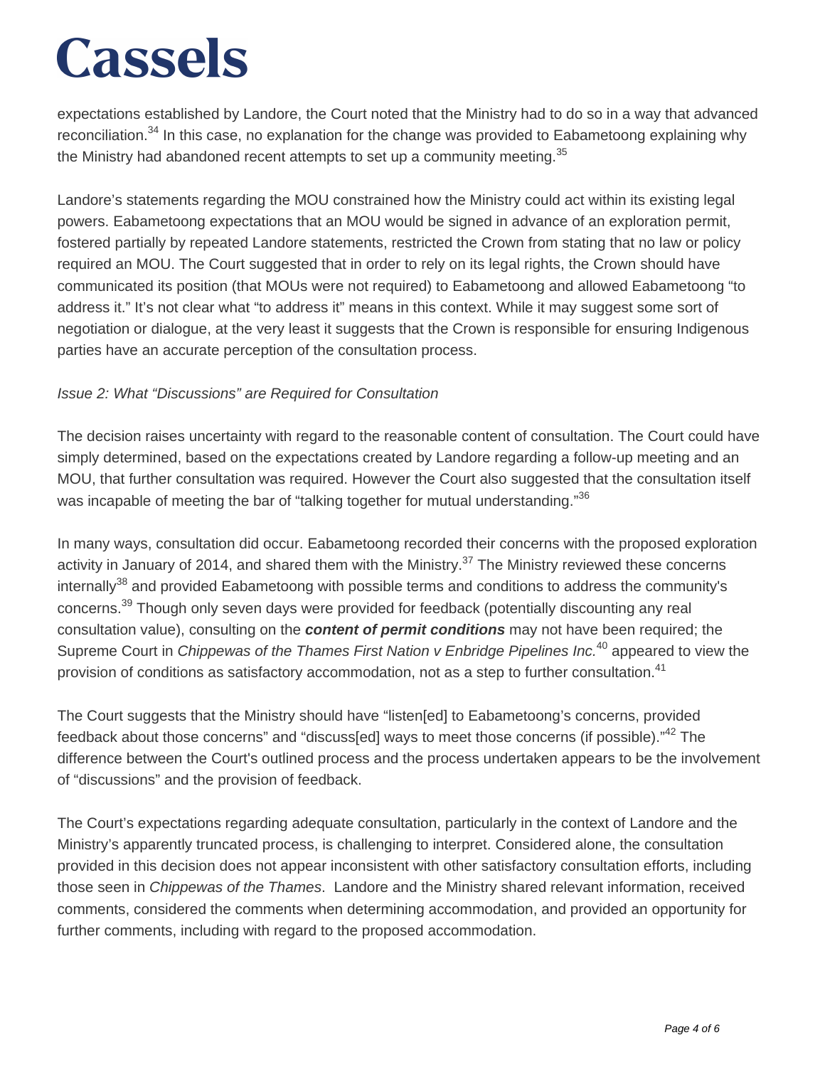expectations established by Landore, the Court noted that the Ministry had to do so in a way that advanced reconciliation.[34] In this case, no explanation for the change was provided to Eabametoong explaining why the Ministry had abandoned recent attempts to set up a community meeting.[35]

Landore's statements regarding the MOU constrained how the Ministry could act within its existing legal powers. Eabametoong expectations that an MOU would be signed in advance of an exploration permit, fostered partially by repeated Landore statements, restricted the Crown from stating that no law or policy required an MOU. The Court suggested that in order to rely on its legal rights, the Crown should have communicated its position (that MOUs were not required) to Eabametoong and allowed Eabametoong "to address it." It's not clear what "to address it" means in this context. While it may suggest some sort of negotiation or dialogue, at the very least it suggests that the Crown is responsible for ensuring Indigenous parties have an accurate perception of the consultation process.

*Issue 2: What "Discussions" are Required for Consultation*

The decision raises uncertainty with regard to the reasonable content of consultation. The Court could have simply determined, based on the expectations created by Landore regarding a follow-up meeting and an MOU, that further consultation was required. However the Court also suggested that the consultation itself was incapable of meeting the bar of "talking together for mutual understanding."[36]

In many ways, consultation did occur. Eabametoong recorded their concerns with the proposed exploration activity in January of 2014, and shared them with the Ministry.[37] The Ministry reviewed these concerns internally[38] and provided Eabametoong with possible terms and conditions to address the community's concerns.[39] Though only seven days were provided for feedback (potentially discounting any real consultation value), consulting on the ***content of permit conditions*** may not have been required; the Supreme Court in *Chippewas of the Thames First Nation v Enbridge Pipelines Inc.*[40] appeared to view the provision of conditions as satisfactory accommodation, not as a step to further consultation.[41]

The Court suggests that the Ministry should have "listen[ed] to Eabametoong's concerns, provided feedback about those concerns" and "discuss[ed] ways to meet those concerns (if possible)."[42] The difference between the Court's outlined process and the process undertaken appears to be the involvement of "discussions" and the provision of feedback.

The Court's expectations regarding adequate consultation, particularly in the context of Landore and the Ministry's apparently truncated process, is challenging to interpret. Considered alone, the consultation provided in this decision does not appear inconsistent with other satisfactory consultation efforts, including those seen in *Chippewas of the Thames*. Landore and the Ministry shared relevant information, received comments, considered the comments when determining accommodation, and provided an opportunity for further comments, including with regard to the proposed accommodation.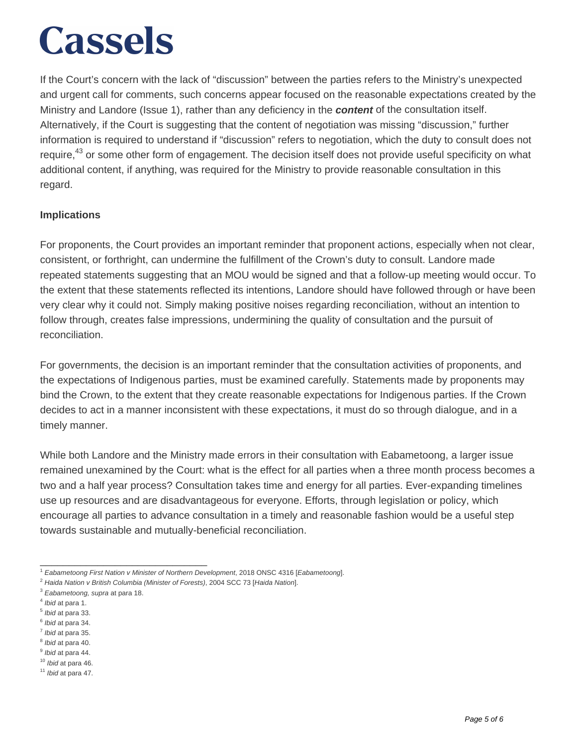If the Court's concern with the lack of "discussion" between the parties refers to the Ministry's unexpected and urgent call for comments, such concerns appear focused on the reasonable expectations created by the Ministry and Landore (Issue 1), rather than any deficiency in the ***content*** of the consultation itself. Alternatively, if the Court is suggesting that the content of negotiation was missing "discussion," further information is required to understand if "discussion" refers to negotiation, which the duty to consult does not require,[43] or some other form of engagement. The decision itself does not provide useful specificity on what additional content, if anything, was required for the Ministry to provide reasonable consultation in this regard.

**Implications**

For proponents, the Court provides an important reminder that proponent actions, especially when not clear, consistent, or forthright, can undermine the fulfillment of the Crown's duty to consult. Landore made repeated statements suggesting that an MOU would be signed and that a follow-up meeting would occur. To the extent that these statements reflected its intentions, Landore should have followed through or have been very clear why it could not. Simply making positive noises regarding reconciliation, without an intention to follow through, creates false impressions, undermining the quality of consultation and the pursuit of reconciliation.

For governments, the decision is an important reminder that the consultation activities of proponents, and the expectations of Indigenous parties, must be examined carefully. Statements made by proponents may bind the Crown, to the extent that they create reasonable expectations for Indigenous parties. If the Crown decides to act in a manner inconsistent with these expectations, it must do so through dialogue, and in a timely manner.

While both Landore and the Ministry made errors in their consultation with Eabametoong, a larger issue remained unexamined by the Court: what is the effect for all parties when a three month process becomes a two and a half year process? Consultation takes time and energy for all parties. Ever-expanding timelines use up resources and are disadvantageous for everyone. Efforts, through legislation or policy, which encourage all parties to advance consultation in a timely and reasonable fashion would be a useful step towards sustainable and mutually-beneficial reconciliation.

---

[1] *Eabametoong First Nation v Minister of Northern Development*, 2018 ONSC 4316 [*Eabametoong*].
[2] *Haida Nation v British Columbia (Minister of Forests)*, 2004 SCC 73 [*Haida Nation*].
[3] *Eabametoong, supra* at para 18.
[4] *Ibid* at para 1.
[5] *Ibid* at para 33.
[6] *Ibid* at para 34.
[7] *Ibid* at para 35.
[8] *Ibid* at para 40.
[9] *Ibid* at para 44.
[10] *Ibid* at para 46.
[11] *Ibid* at para 47.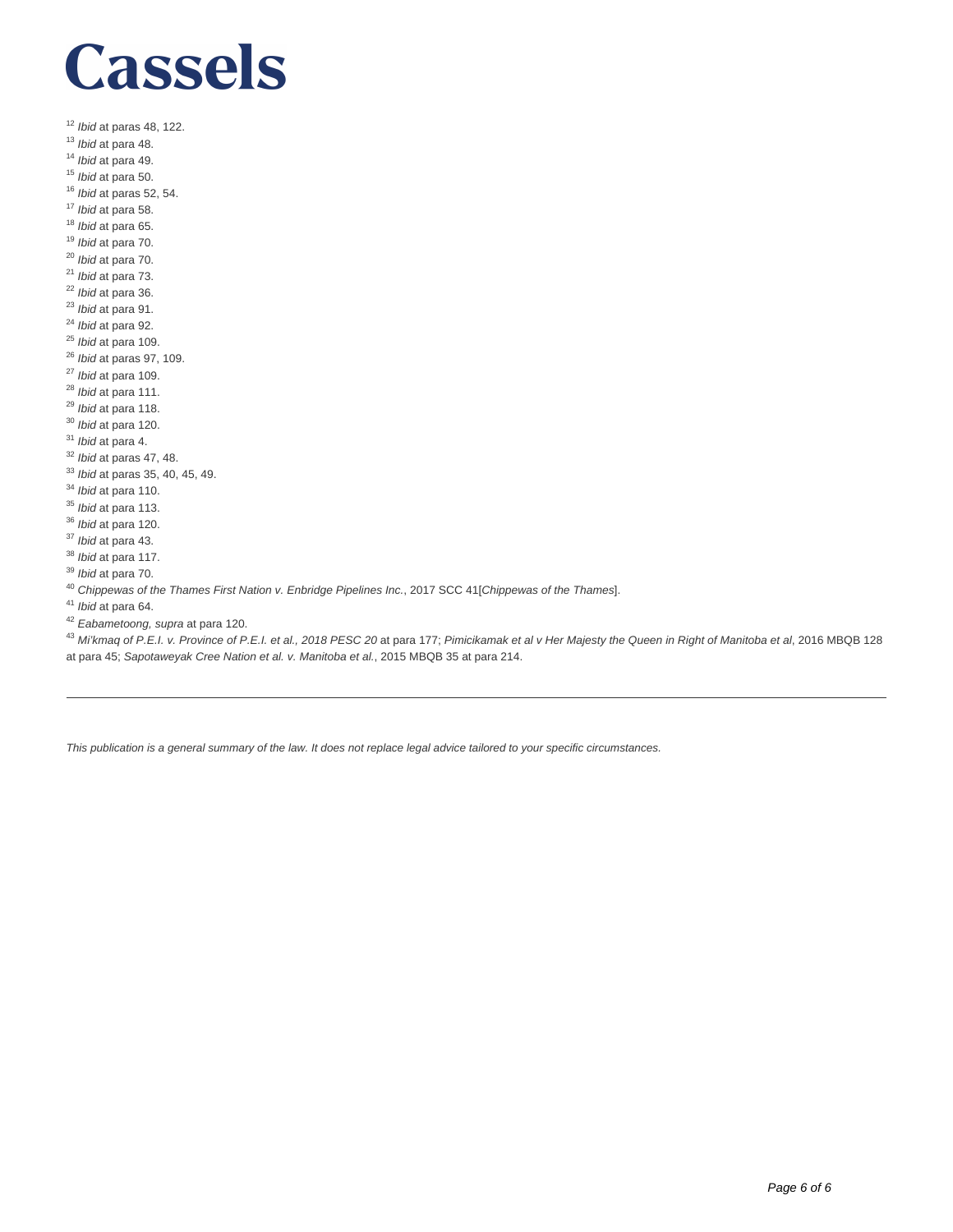[12] *Ibid* at paras 48, 122.
[13] *Ibid* at para 48.
[14] *Ibid* at para 49.
[15] *Ibid* at para 50.
[16] *Ibid* at paras 52, 54.
[17] *Ibid* at para 58.
[18] *Ibid* at para 65.
[19] *Ibid* at para 70.
[20] *Ibid* at para 70.
[21] *Ibid* at para 73.
[22] *Ibid* at para 36.
[23] *Ibid* at para 91.
[24] *Ibid* at para 92.
[25] *Ibid* at para 109.
[26] *Ibid* at paras 97, 109.
[27] *Ibid* at para 109.
[28] *Ibid* at para 111.
[29] *Ibid* at para 118.
[30] *Ibid* at para 120.
[31] *Ibid* at para 4.
[32] *Ibid* at paras 47, 48.
[33] *Ibid* at paras 35, 40, 45, 49.
[34] *Ibid* at para 110.
[35] *Ibid* at para 113.
[36] *Ibid* at para 120.
[37] *Ibid* at para 43.
[38] *Ibid* at para 117.
[39] *Ibid* at para 70.
[40] *Chippewas of the Thames First Nation v. Enbridge Pipelines Inc.*, 2017 SCC 41[*Chippewas of the Thames*].
[41] *Ibid* at para 64.
[42] *Eabametoong, supra* at para 120.
[43] *Mi'kmaq of P.E.I. v. Province of P.E.I. et al., 2018 PESC 20* at para 177; *Pimicikamak et al v Her Majesty the Queen in Right of Manitoba et al*, 2016 MBQB 128 at para 45; *Sapotaweyak Cree Nation et al. v. Manitoba et al.*, 2015 MBQB 35 at para 214.

---

*This publication is a general summary of the law. It does not replace legal advice tailored to your specific circumstances.*